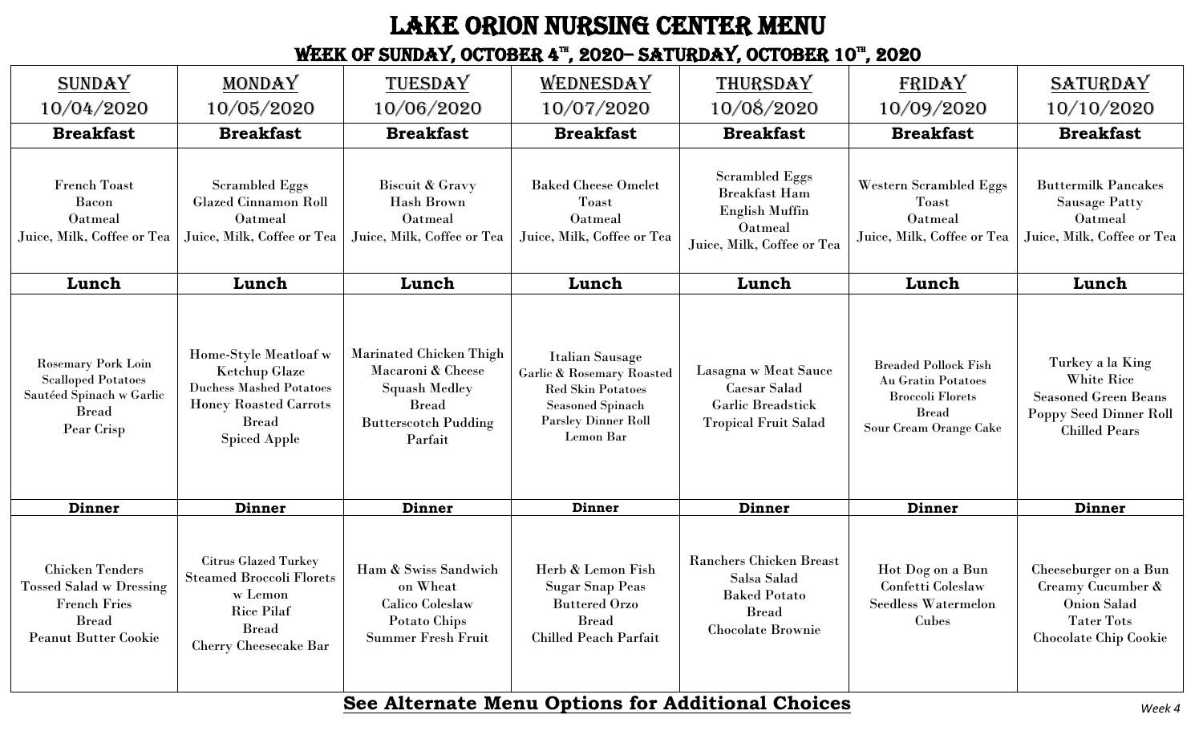# LAKE ORION NURSING CENTER MENU

## WEEK OF SUNDAY, OCTOBER 4TH, 2020– SATURDAY, OCTOBER 10TH, 2020

| SUNDAY 10/04/2020 | MONDAY 10/05/2020 | TUESDAY 10/06/2020 | WEDNESDAY 10/07/2020 | THURSDAY 10/08/2020 | FRIDAY 10/09/2020 | SATURDAY 10/10/2020 |
|---|---|---|---|---|---|---|
| **Breakfast** | **Breakfast** | **Breakfast** | **Breakfast** | **Breakfast** | **Breakfast** | **Breakfast** |
| French Toast<br>Bacon<br>Oatmeal<br>Juice, Milk, Coffee or Tea | Scrambled Eggs<br>Glazed Cinnamon Roll<br>Oatmeal<br>Juice, Milk, Coffee or Tea | Biscuit & Gravy<br>Hash Brown<br>Oatmeal<br>Juice, Milk, Coffee or Tea | Baked Cheese Omelet<br>Toast<br>Oatmeal<br>Juice, Milk, Coffee or Tea | Scrambled Eggs<br>Breakfast Ham<br>English Muffin<br>Oatmeal<br>Juice, Milk, Coffee or Tea | Western Scrambled Eggs<br>Toast<br>Oatmeal<br>Juice, Milk, Coffee or Tea | Buttermilk Pancakes<br>Sausage Patty<br>Oatmeal<br>Juice, Milk, Coffee or Tea |
| **Lunch** | **Lunch** | **Lunch** | **Lunch** | **Lunch** | **Lunch** | **Lunch** |
| Rosemary Pork Loin<br>Scalloped Potatoes<br>Sautéed Spinach w Garlic<br>Bread<br>Pear Crisp | Home-Style Meatloaf w Ketchup Glaze<br>Duchess Mashed Potatoes<br>Honey Roasted Carrots<br>Bread<br>Spiced Apple | Marinated Chicken Thigh<br>Macaroni & Cheese<br>Squash Medley<br>Bread<br>Butterscotch Pudding Parfait | Italian Sausage<br>Garlic & Rosemary Roasted Red Skin Potatoes<br>Seasoned Spinach<br>Parsley Dinner Roll<br>Lemon Bar | Lasagna w Meat Sauce<br>Caesar Salad<br>Garlic Breadstick<br>Tropical Fruit Salad | Breaded Pollock Fish<br>Au Gratin Potatoes<br>Broccoli Florets<br>Bread<br>Sour Cream Orange Cake | Turkey a la King<br>White Rice<br>Seasoned Green Beans<br>Poppy Seed Dinner Roll<br>Chilled Pears |
| **Dinner** | **Dinner** | **Dinner** | **Dinner** | **Dinner** | **Dinner** | **Dinner** |
| Chicken Tenders<br>Tossed Salad w Dressing<br>French Fries<br>Bread<br>Peanut Butter Cookie | Citrus Glazed Turkey<br>Steamed Broccoli Florets w Lemon<br>Rice Pilaf<br>Bread<br>Cherry Cheesecake Bar | Ham & Swiss Sandwich on Wheat<br>Calico Coleslaw<br>Potato Chips<br>Summer Fresh Fruit | Herb & Lemon Fish<br>Sugar Snap Peas<br>Buttered Orzo<br>Bread<br>Chilled Peach Parfait | Ranchers Chicken Breast<br>Salsa Salad<br>Baked Potato<br>Bread<br>Chocolate Brownie | Hot Dog on a Bun<br>Confetti Coleslaw<br>Seedless Watermelon Cubes | Cheeseburger on a Bun<br>Creamy Cucumber & Onion Salad<br>Tater Tots<br>Chocolate Chip Cookie |

**See Alternate Menu Options for Additional Choices**

*Week 4*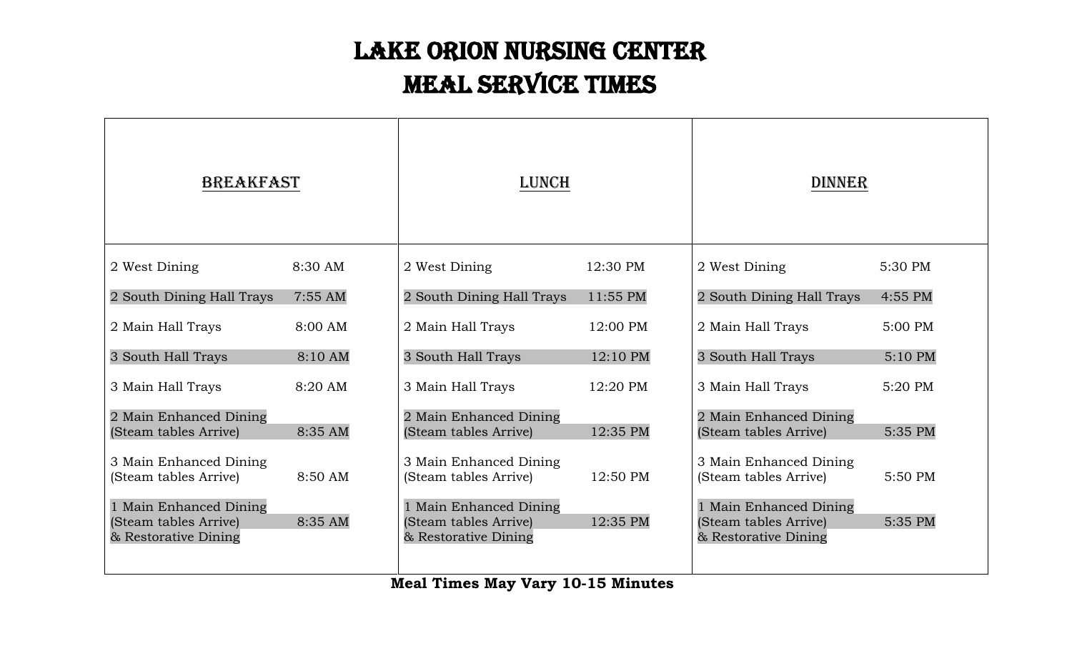# LAKE ORION NURSING CENTER
# MEAL SERVICE TIMES

| BREAKFAST | | LUNCH | | DINNER | |
|---|---|---|---|---|---|
| 2 West Dining | 8:30 AM | 2 West Dining | 12:30 PM | 2 West Dining | 5:30 PM |
| 2 South Dining Hall Trays | 7:55 AM | 2 South Dining Hall Trays | 11:55 PM | 2 South Dining Hall Trays | 4:55 PM |
| 2 Main Hall Trays | 8:00 AM | 2 Main Hall Trays | 12:00 PM | 2 Main Hall Trays | 5:00 PM |
| 3 South Hall Trays | 8:10 AM | 3 South Hall Trays | 12:10 PM | 3 South Hall Trays | 5:10 PM |
| 3 Main Hall Trays | 8:20 AM | 3 Main Hall Trays | 12:20 PM | 3 Main Hall Trays | 5:20 PM |
| 2 Main Enhanced Dining (Steam tables Arrive) | 8:35 AM | 2 Main Enhanced Dining (Steam tables Arrive) | 12:35 PM | 2 Main Enhanced Dining (Steam tables Arrive) | 5:35 PM |
| 3 Main Enhanced Dining (Steam tables Arrive) | 8:50 AM | 3 Main Enhanced Dining (Steam tables Arrive) | 12:50 PM | 3 Main Enhanced Dining (Steam tables Arrive) | 5:50 PM |
| 1 Main Enhanced Dining (Steam tables Arrive) & Restorative Dining | 8:35 AM | 1 Main Enhanced Dining (Steam tables Arrive) & Restorative Dining | 12:35 PM | 1 Main Enhanced Dining (Steam tables Arrive) & Restorative Dining | 5:35 PM |

**Meal Times May Vary 10-15 Minutes**